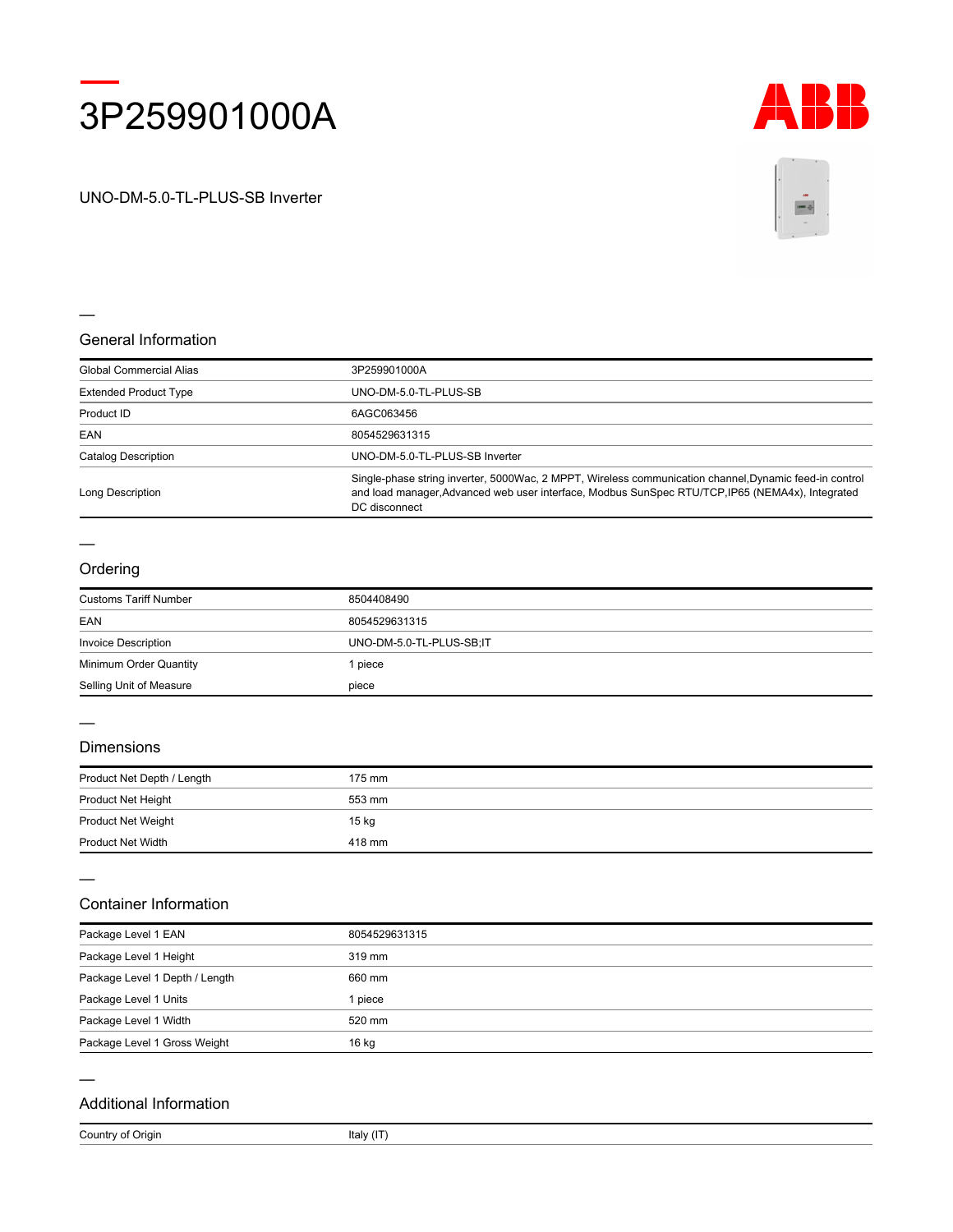# 3P259901000A

UNO-DM-5.0-TL-PLUS-SB Inverter

## General Information

| | |
|---|---|
| Global Commercial Alias | 3P259901000A |
| Extended Product Type | UNO-DM-5.0-TL-PLUS-SB |
| Product ID | 6AGC063456 |
| EAN | 8054529631315 |
| Catalog Description | UNO-DM-5.0-TL-PLUS-SB Inverter |
| Long Description | Single-phase string inverter, 5000Wac, 2 MPPT, Wireless communication channel,Dynamic feed-in control and load manager,Advanced web user interface, Modbus SunSpec RTU/TCP,IP65 (NEMA4x), Integrated DC disconnect |

## Ordering

| | |
|---|---|
| Customs Tariff Number | 8504408490 |
| EAN | 8054529631315 |
| Invoice Description | UNO-DM-5.0-TL-PLUS-SB;IT |
| Minimum Order Quantity | 1 piece |
| Selling Unit of Measure | piece |

## Dimensions

| | |
|---|---|
| Product Net Depth / Length | 175 mm |
| Product Net Height | 553 mm |
| Product Net Weight | 15 kg |
| Product Net Width | 418 mm |

## Container Information

| | |
|---|---|
| Package Level 1 EAN | 8054529631315 |
| Package Level 1 Height | 319 mm |
| Package Level 1 Depth / Length | 660 mm |
| Package Level 1 Units | 1 piece |
| Package Level 1 Width | 520 mm |
| Package Level 1 Gross Weight | 16 kg |

## Additional Information

| | |
|---|---|
| Country of Origin | Italy (IT) |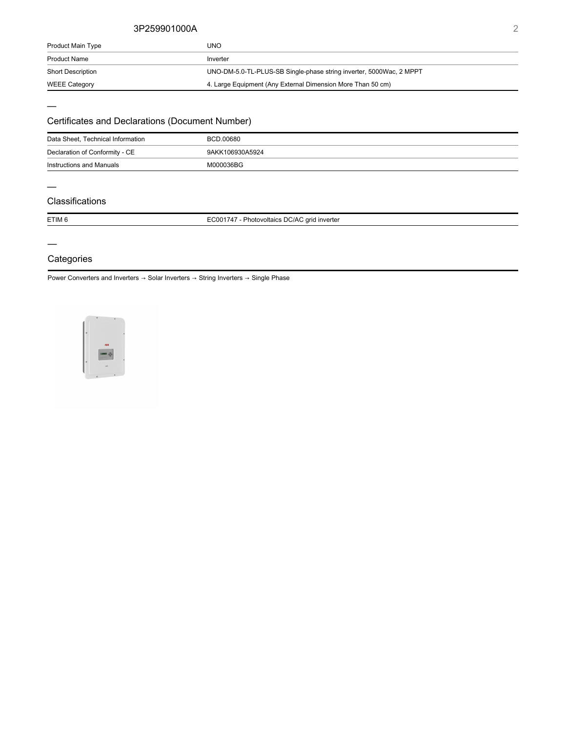| | |
|---|---|
| Product Main Type | UNO |
| Product Name | Inverter |
| Short Description | UNO-DM-5.0-TL-PLUS-SB Single-phase string inverter, 5000Wac, 2 MPPT |
| WEEE Category | 4. Large Equipment (Any External Dimension More Than 50 cm) |

## Certificates and Declarations (Document Number)

| | |
|---|---|
| Data Sheet, Technical Information | BCD.00680 |
| Declaration of Conformity - CE | 9AKK106930A5924 |
| Instructions and Manuals | M000036BG |

## Classifications

| | |
|---|---|
| ETIM 6 | EC001747 - Photovoltaics DC/AC grid inverter |

## Categories

Power Converters and Inverters → Solar Inverters → String Inverters → Single Phase